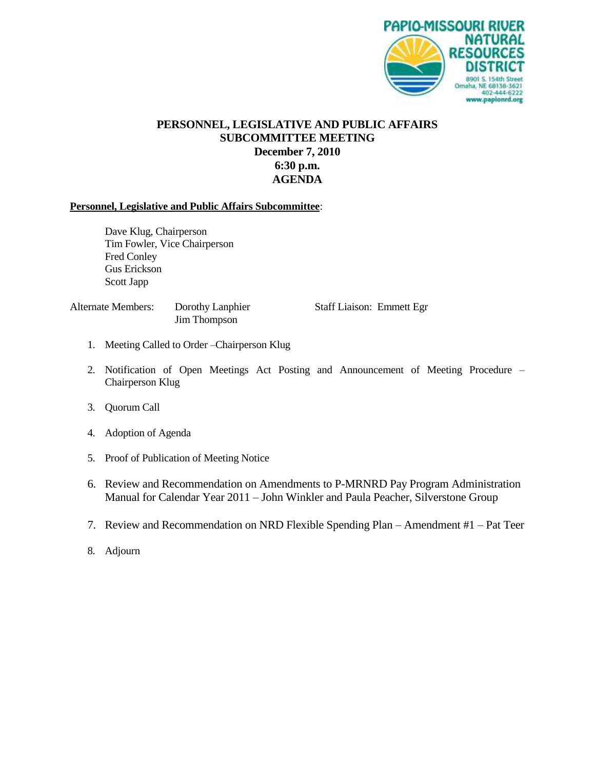PAPIO-MISSOURI RIVER NATURAL RESOURCES DISTRICT
8901 S. 154th Street
Omaha, NE 68138-3621
402-444-6222
www.papionrd.org

# PERSONNEL, LEGISLATIVE AND PUBLIC AFFAIRS SUBCOMMITTEE MEETING

**December 7, 2010**
**6:30 p.m.**
**AGENDA**

**Personnel, Legislative and Public Affairs Subcommittee**:

Dave Klug, Chairperson
Tim Fowler, Vice Chairperson
Fred Conley
Gus Erickson
Scott Japp

Alternate Members: Dorothy Lanphier, Jim Thompson

Staff Liaison: Emmett Egr

1. Meeting Called to Order –Chairperson Klug
2. Notification of Open Meetings Act Posting and Announcement of Meeting Procedure – Chairperson Klug
3. Quorum Call
4. Adoption of Agenda
5. Proof of Publication of Meeting Notice
6. Review and Recommendation on Amendments to P-MRNRD Pay Program Administration Manual for Calendar Year 2011 – John Winkler and Paula Peacher, Silverstone Group
7. Review and Recommendation on NRD Flexible Spending Plan – Amendment #1 – Pat Teer
8. Adjourn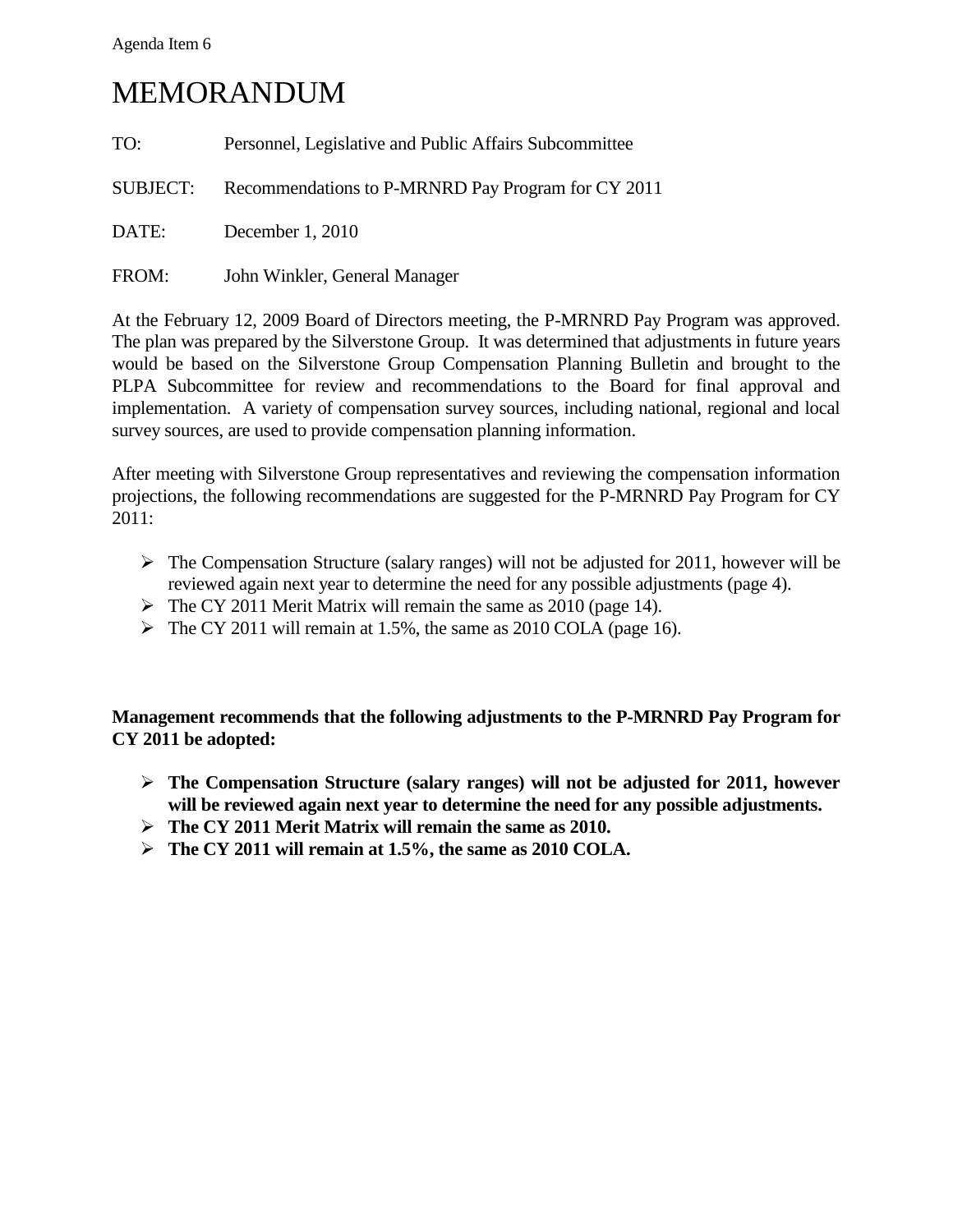Agenda Item 6

# MEMORANDUM

TO: Personnel, Legislative and Public Affairs Subcommittee

SUBJECT: Recommendations to P-MRNRD Pay Program for CY 2011

DATE: December 1, 2010

FROM: John Winkler, General Manager

At the February 12, 2009 Board of Directors meeting, the P-MRNRD Pay Program was approved. The plan was prepared by the Silverstone Group. It was determined that adjustments in future years would be based on the Silverstone Group Compensation Planning Bulletin and brought to the PLPA Subcommittee for review and recommendations to the Board for final approval and implementation. A variety of compensation survey sources, including national, regional and local survey sources, are used to provide compensation planning information.

After meeting with Silverstone Group representatives and reviewing the compensation information projections, the following recommendations are suggested for the P-MRNRD Pay Program for CY 2011:

- The Compensation Structure (salary ranges) will not be adjusted for 2011, however will be reviewed again next year to determine the need for any possible adjustments (page 4).
- The CY 2011 Merit Matrix will remain the same as 2010 (page 14).
- The CY 2011 will remain at 1.5%, the same as 2010 COLA (page 16).

**Management recommends that the following adjustments to the P-MRNRD Pay Program for CY 2011 be adopted:**

- **The Compensation Structure (salary ranges) will not be adjusted for 2011, however will be reviewed again next year to determine the need for any possible adjustments.**
- **The CY 2011 Merit Matrix will remain the same as 2010.**
- **The CY 2011 will remain at 1.5%, the same as 2010 COLA.**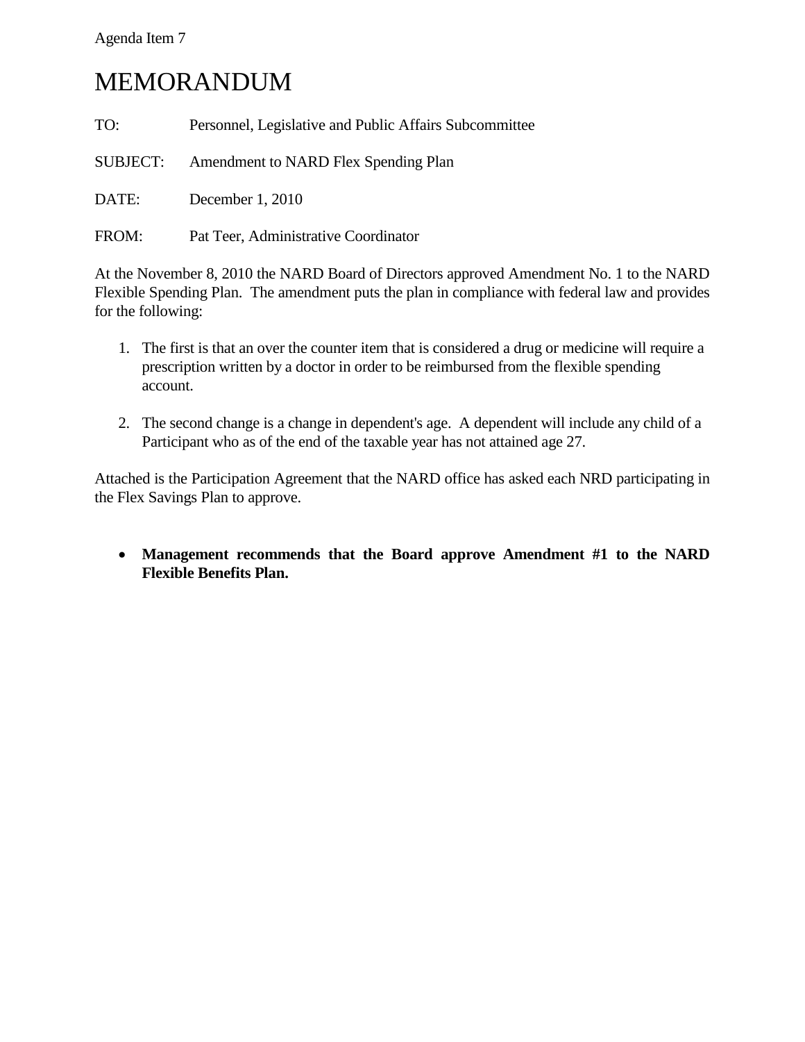Agenda Item 7

# MEMORANDUM

TO: Personnel, Legislative and Public Affairs Subcommittee

SUBJECT: Amendment to NARD Flex Spending Plan

DATE: December 1, 2010

FROM: Pat Teer, Administrative Coordinator

At the November 8, 2010 the NARD Board of Directors approved Amendment No. 1 to the NARD Flexible Spending Plan. The amendment puts the plan in compliance with federal law and provides for the following:

1. The first is that an over the counter item that is considered a drug or medicine will require a prescription written by a doctor in order to be reimbursed from the flexible spending account.

2. The second change is a change in dependent's age. A dependent will include any child of a Participant who as of the end of the taxable year has not attained age 27.

Attached is the Participation Agreement that the NARD office has asked each NRD participating in the Flex Savings Plan to approve.

- **Management recommends that the Board approve Amendment #1 to the NARD Flexible Benefits Plan.**